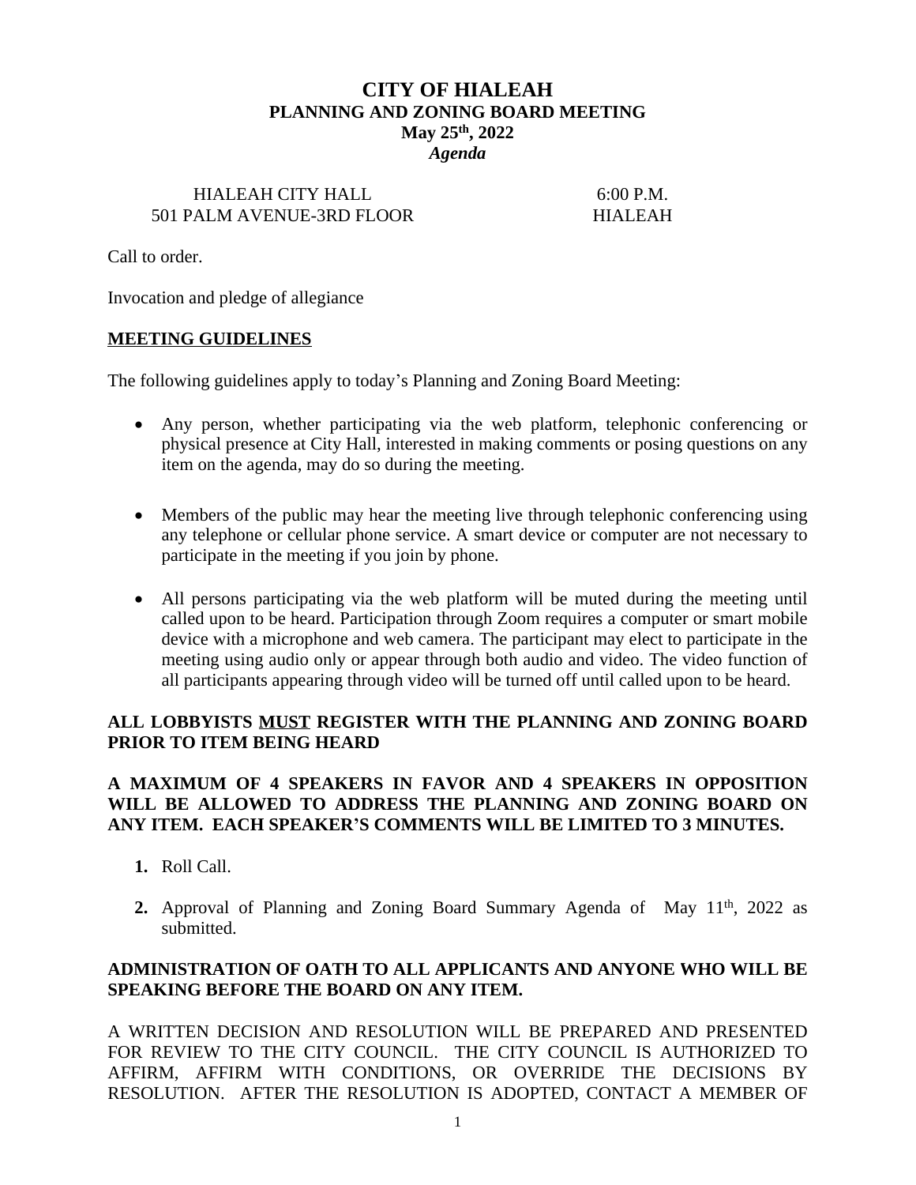# CITY OF HIALEAH
## PLANNING AND ZONING BOARD MEETING
**May 25th, 2022**
***Agenda***

HIALEAH CITY HALL — 6:00 P.M.
501 PALM AVENUE-3RD FLOOR — HIALEAH

Call to order.

Invocation and pledge of allegiance

**MEETING GUIDELINES**

The following guidelines apply to today's Planning and Zoning Board Meeting:

- Any person, whether participating via the web platform, telephonic conferencing or physical presence at City Hall, interested in making comments or posing questions on any item on the agenda, may do so during the meeting.
- Members of the public may hear the meeting live through telephonic conferencing using any telephone or cellular phone service. A smart device or computer are not necessary to participate in the meeting if you join by phone.
- All persons participating via the web platform will be muted during the meeting until called upon to be heard. Participation through Zoom requires a computer or smart mobile device with a microphone and web camera. The participant may elect to participate in the meeting using audio only or appear through both audio and video. The video function of all participants appearing through video will be turned off until called upon to be heard.

**ALL LOBBYISTS MUST REGISTER WITH THE PLANNING AND ZONING BOARD PRIOR TO ITEM BEING HEARD**

**A MAXIMUM OF 4 SPEAKERS IN FAVOR AND 4 SPEAKERS IN OPPOSITION WILL BE ALLOWED TO ADDRESS THE PLANNING AND ZONING BOARD ON ANY ITEM. EACH SPEAKER'S COMMENTS WILL BE LIMITED TO 3 MINUTES.**

1. Roll Call.
2. Approval of Planning and Zoning Board Summary Agenda of May 11th, 2022 as submitted.

**ADMINISTRATION OF OATH TO ALL APPLICANTS AND ANYONE WHO WILL BE SPEAKING BEFORE THE BOARD ON ANY ITEM.**

A WRITTEN DECISION AND RESOLUTION WILL BE PREPARED AND PRESENTED FOR REVIEW TO THE CITY COUNCIL. THE CITY COUNCIL IS AUTHORIZED TO AFFIRM, AFFIRM WITH CONDITIONS, OR OVERRIDE THE DECISIONS BY RESOLUTION. AFTER THE RESOLUTION IS ADOPTED, CONTACT A MEMBER OF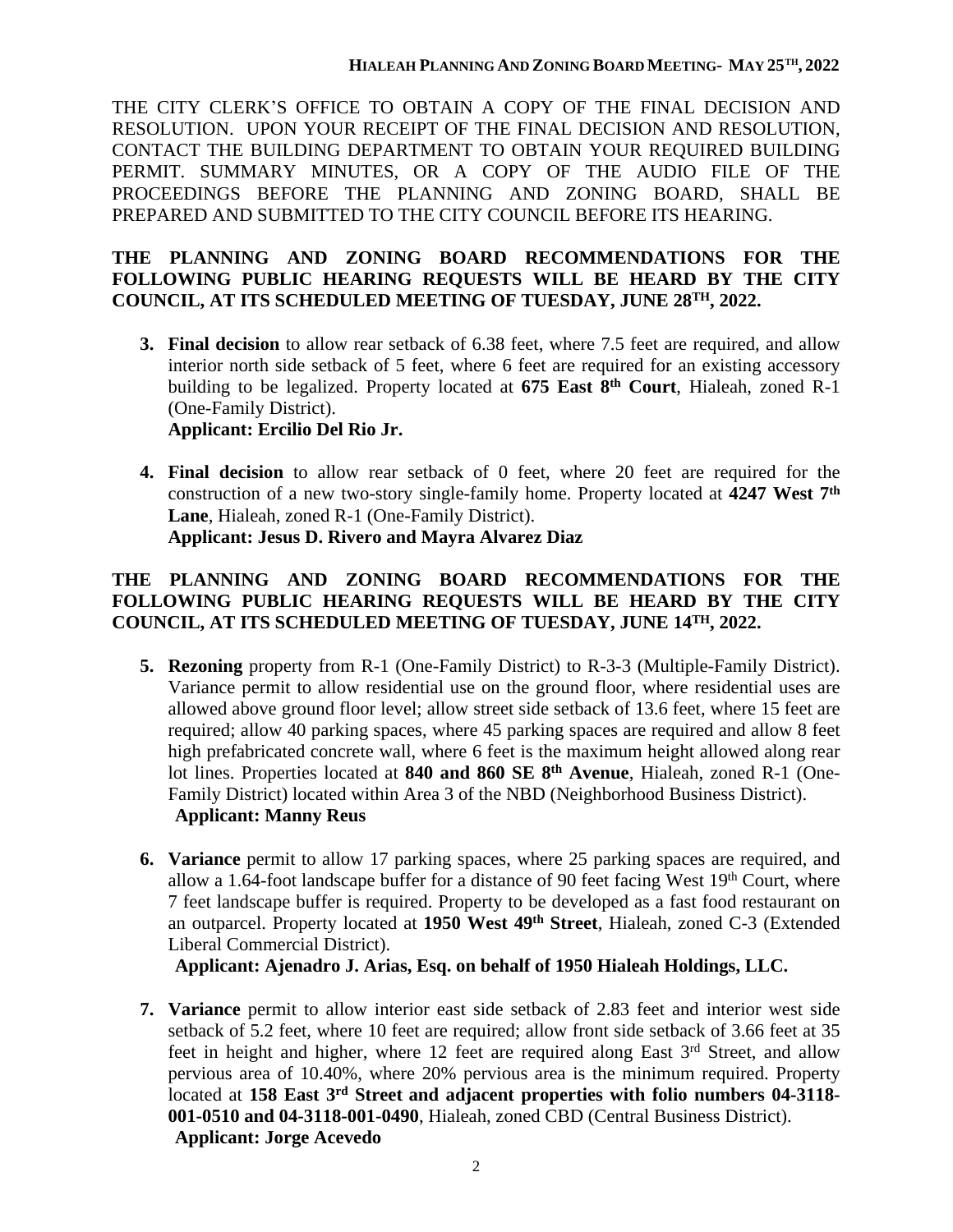THE CITY CLERK'S OFFICE TO OBTAIN A COPY OF THE FINAL DECISION AND RESOLUTION. UPON YOUR RECEIPT OF THE FINAL DECISION AND RESOLUTION, CONTACT THE BUILDING DEPARTMENT TO OBTAIN YOUR REQUIRED BUILDING PERMIT. SUMMARY MINUTES, OR A COPY OF THE AUDIO FILE OF THE PROCEEDINGS BEFORE THE PLANNING AND ZONING BOARD, SHALL BE PREPARED AND SUBMITTED TO THE CITY COUNCIL BEFORE ITS HEARING.

**THE PLANNING AND ZONING BOARD RECOMMENDATIONS FOR THE FOLLOWING PUBLIC HEARING REQUESTS WILL BE HEARD BY THE CITY COUNCIL, AT ITS SCHEDULED MEETING OF TUESDAY, JUNE 28TH, 2022.**

3. **Final decision** to allow rear setback of 6.38 feet, where 7.5 feet are required, and allow interior north side setback of 5 feet, where 6 feet are required for an existing accessory building to be legalized. Property located at **675 East 8th Court**, Hialeah, zoned R-1 (One-Family District).
   **Applicant: Ercilio Del Rio Jr.**

4. **Final decision** to allow rear setback of 0 feet, where 20 feet are required for the construction of a new two-story single-family home. Property located at **4247 West 7th Lane**, Hialeah, zoned R-1 (One-Family District).
   **Applicant: Jesus D. Rivero and Mayra Alvarez Diaz**

**THE PLANNING AND ZONING BOARD RECOMMENDATIONS FOR THE FOLLOWING PUBLIC HEARING REQUESTS WILL BE HEARD BY THE CITY COUNCIL, AT ITS SCHEDULED MEETING OF TUESDAY, JUNE 14TH, 2022.**

5. **Rezoning** property from R-1 (One-Family District) to R-3-3 (Multiple-Family District). Variance permit to allow residential use on the ground floor, where residential uses are allowed above ground floor level; allow street side setback of 13.6 feet, where 15 feet are required; allow 40 parking spaces, where 45 parking spaces are required and allow 8 feet high prefabricated concrete wall, where 6 feet is the maximum height allowed along rear lot lines. Properties located at **840 and 860 SE 8th Avenue**, Hialeah, zoned R-1 (One-Family District) located within Area 3 of the NBD (Neighborhood Business District).
   **Applicant: Manny Reus**

6. **Variance** permit to allow 17 parking spaces, where 25 parking spaces are required, and allow a 1.64-foot landscape buffer for a distance of 90 feet facing West 19th Court, where 7 feet landscape buffer is required. Property to be developed as a fast food restaurant on an outparcel. Property located at **1950 West 49th Street**, Hialeah, zoned C-3 (Extended Liberal Commercial District).
   **Applicant: Ajenadro J. Arias, Esq. on behalf of 1950 Hialeah Holdings, LLC.**

7. **Variance** permit to allow interior east side setback of 2.83 feet and interior west side setback of 5.2 feet, where 10 feet are required; allow front side setback of 3.66 feet at 35 feet in height and higher, where 12 feet are required along East 3rd Street, and allow pervious area of 10.40%, where 20% pervious area is the minimum required. Property located at **158 East 3rd Street and adjacent properties with folio numbers 04-3118-001-0510 and 04-3118-001-0490**, Hialeah, zoned CBD (Central Business District).
   **Applicant: Jorge Acevedo**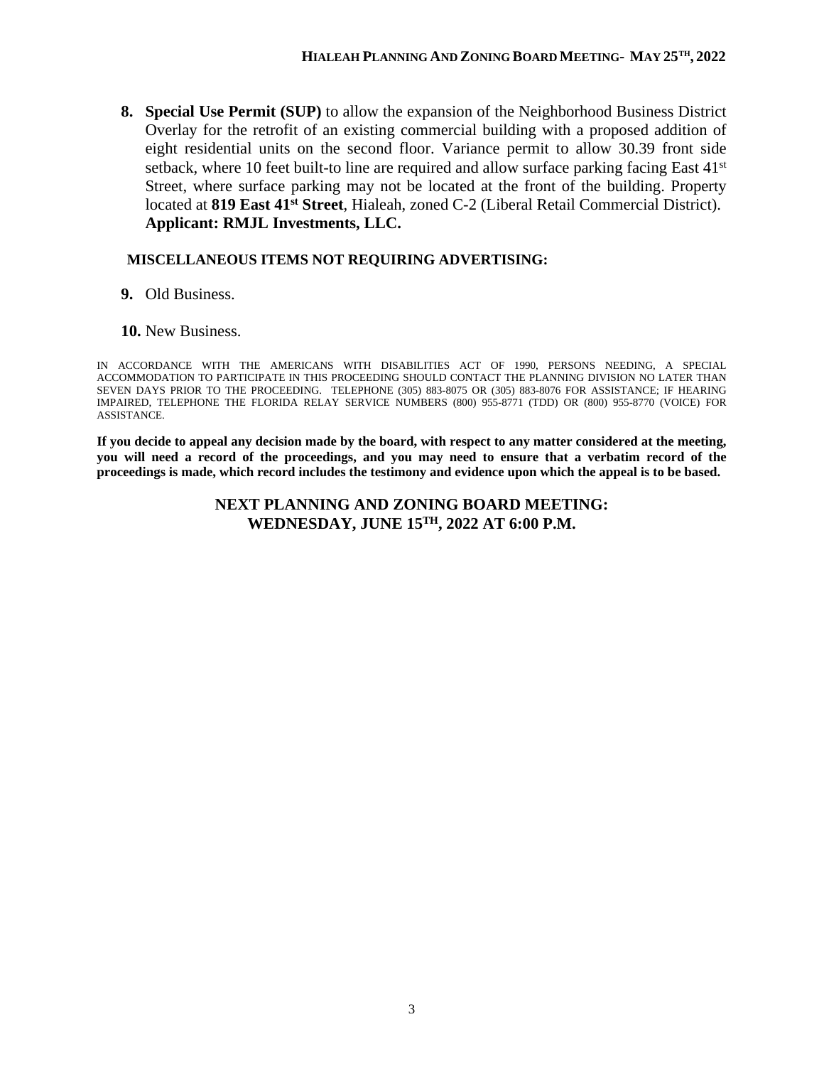8. **Special Use Permit (SUP)** to allow the expansion of the Neighborhood Business District Overlay for the retrofit of an existing commercial building with a proposed addition of eight residential units on the second floor. Variance permit to allow 30.39 front side setback, where 10 feet built-to line are required and allow surface parking facing East 41st Street, where surface parking may not be located at the front of the building. Property located at **819 East 41st Street**, Hialeah, zoned C-2 (Liberal Retail Commercial District). **Applicant: RMJL Investments, LLC.**

**MISCELLANEOUS ITEMS NOT REQUIRING ADVERTISING:**

9. Old Business.

10. New Business.

IN ACCORDANCE WITH THE AMERICANS WITH DISABILITIES ACT OF 1990, PERSONS NEEDING, A SPECIAL ACCOMMODATION TO PARTICIPATE IN THIS PROCEEDING SHOULD CONTACT THE PLANNING DIVISION NO LATER THAN SEVEN DAYS PRIOR TO THE PROCEEDING. TELEPHONE (305) 883-8075 OR (305) 883-8076 FOR ASSISTANCE; IF HEARING IMPAIRED, TELEPHONE THE FLORIDA RELAY SERVICE NUMBERS (800) 955-8771 (TDD) OR (800) 955-8770 (VOICE) FOR ASSISTANCE.

**If you decide to appeal any decision made by the board, with respect to any matter considered at the meeting, you will need a record of the proceedings, and you may need to ensure that a verbatim record of the proceedings is made, which record includes the testimony and evidence upon which the appeal is to be based.**

**NEXT PLANNING AND ZONING BOARD MEETING:**
**WEDNESDAY, JUNE 15TH, 2022 AT 6:00 P.M.**